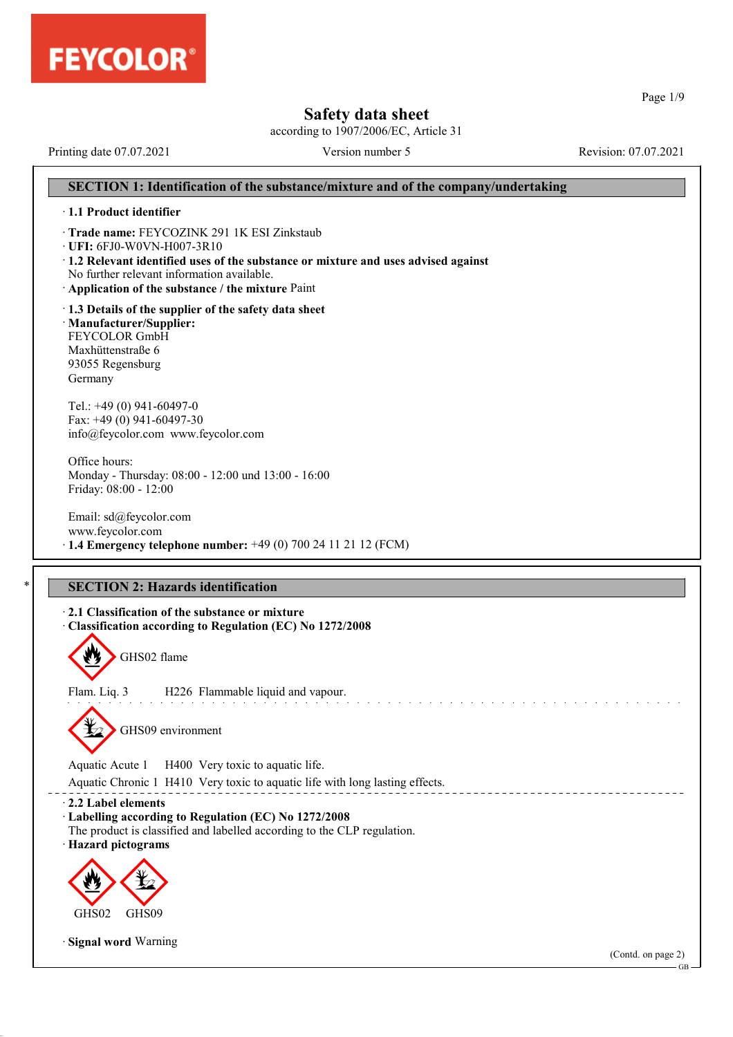# Safety data sheet

according to 1907/2006/EC, Article 31

Printing date 07.07.2021 | Version number 5 | Revision: 07.07.2021

## SECTION 1: Identification of the substance/mixture and of the company/undertaking

· **1.1 Product identifier**

· **Trade name:** FEYCOZINK 291 1K ESI Zinkstaub
· **UFI:** 6FJ0-W0VN-H007-3R10
· **1.2 Relevant identified uses of the substance or mixture and uses advised against**
No further relevant information available.
· **Application of the substance / the mixture** Paint

· **1.3 Details of the supplier of the safety data sheet**
· **Manufacturer/Supplier:**
FEYCOLOR GmbH
Maxhüttenstraße 6
93055 Regensburg
Germany

Tel.: +49 (0) 941-60497-0
Fax: +49 (0) 941-60497-30
info@feycolor.com www.feycolor.com

Office hours:
Monday - Thursday: 08:00 - 12:00 und 13:00 - 16:00
Friday: 08:00 - 12:00

Email: sd@feycolor.com
www.feycolor.com
· **1.4 Emergency telephone number:** +49 (0) 700 24 11 21 12 (FCM)

## SECTION 2: Hazards identification

· **2.1 Classification of the substance or mixture**
· **Classification according to Regulation (EC) No 1272/2008**

GHS02 flame

Flam. Liq. 3 H226 Flammable liquid and vapour.

GHS09 environment

Aquatic Acute 1 H400 Very toxic to aquatic life.
Aquatic Chronic 1 H410 Very toxic to aquatic life with long lasting effects.

· **2.2 Label elements**
· **Labelling according to Regulation (EC) No 1272/2008**
The product is classified and labelled according to the CLP regulation.
· **Hazard pictograms**

GHS02 GHS09

· **Signal word** Warning

(Contd. on page 2)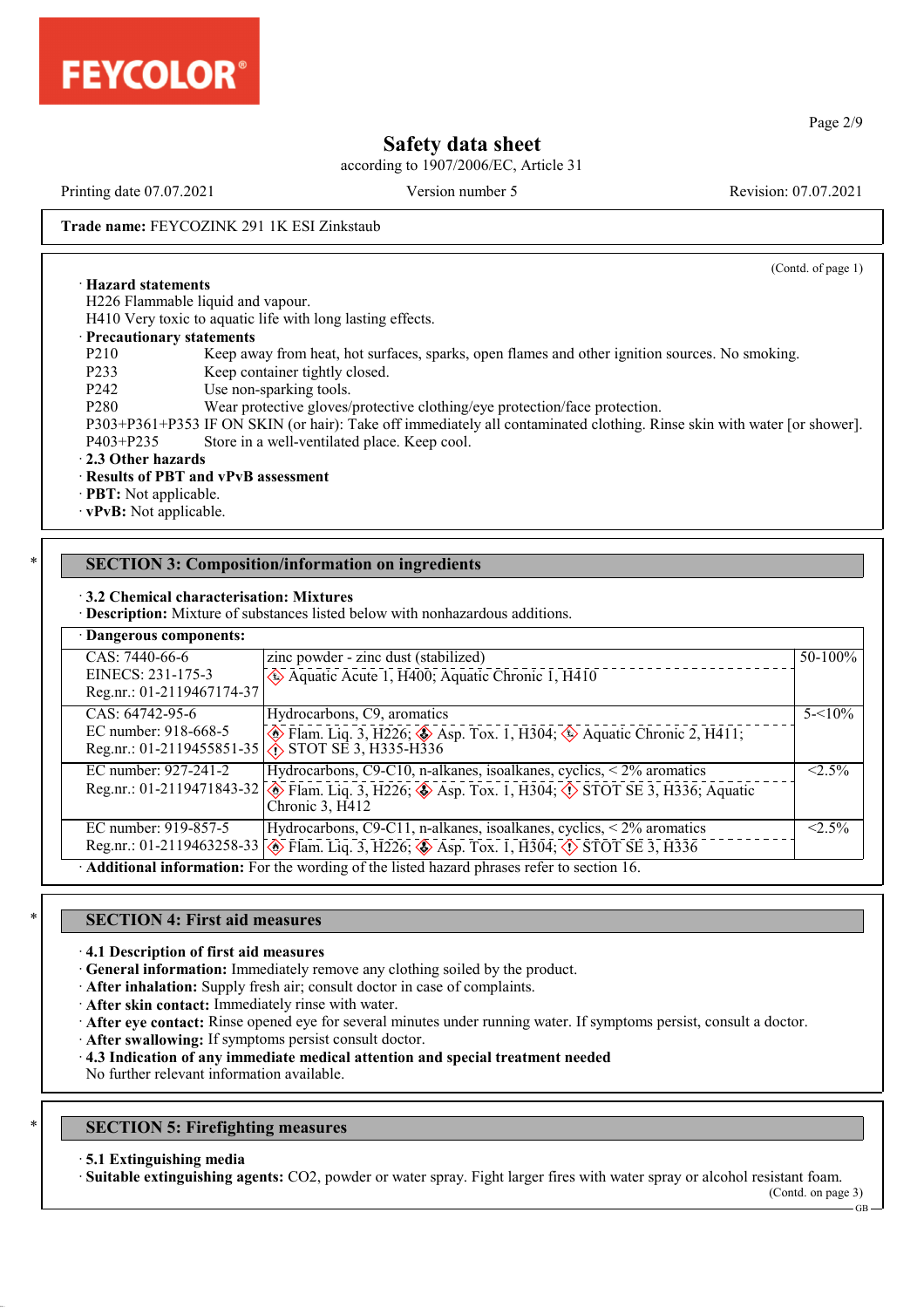**Trade name:** FEYCOZINK 291 1K ESI Zinkstaub

(Contd. of page 1)

· **Hazard statements**
H226 Flammable liquid and vapour.
H410 Very toxic to aquatic life with long lasting effects.

· **Precautionary statements**

P210 Keep away from heat, hot surfaces, sparks, open flames and other ignition sources. No smoking.
P233 Keep container tightly closed.
P242 Use non-sparking tools.
P280 Wear protective gloves/protective clothing/eye protection/face protection.
P303+P361+P353 IF ON SKIN (or hair): Take off immediately all contaminated clothing. Rinse skin with water [or shower].
P403+P235 Store in a well-ventilated place. Keep cool.

· **2.3 Other hazards**
· **Results of PBT and vPvB assessment**
· **PBT:** Not applicable.
· **vPvB:** Not applicable.

## SECTION 3: Composition/information on ingredients

· **3.2 Chemical characterisation: Mixtures**
· **Description:** Mixture of substances listed below with nonhazardous additions.

· **Dangerous components:**

| Identifiers | Component / Classification | Concentration |
|---|---|---|
| CAS: 7440-66-6<br>EINECS: 231-175-3<br>Reg.nr.: 01-2119467174-37 | zinc powder - zinc dust (stabilized)<br>Aquatic Acute 1, H400; Aquatic Chronic 1, H410 | 50-100% |
| CAS: 64742-95-6<br>EC number: 918-668-5<br>Reg.nr.: 01-2119455851-35 | Hydrocarbons, C9, aromatics<br>Flam. Liq. 3, H226; Asp. Tox. 1, H304; Aquatic Chronic 2, H411; STOT SE 3, H335-H336 | 5-<10% |
| EC number: 927-241-2<br>Reg.nr.: 01-2119471843-32 | Hydrocarbons, C9-C10, n-alkanes, isoalkanes, cyclics, < 2% aromatics<br>Flam. Liq. 3, H226; Asp. Tox. 1, H304; STOT SE 3, H336; Aquatic Chronic 3, H412 | <2.5% |
| EC number: 919-857-5<br>Reg.nr.: 01-2119463258-33 | Hydrocarbons, C9-C11, n-alkanes, isoalkanes, cyclics, < 2% aromatics<br>Flam. Liq. 3, H226; Asp. Tox. 1, H304; STOT SE 3, H336 | <2.5% |

· **Additional information:** For the wording of the listed hazard phrases refer to section 16.

## SECTION 4: First aid measures

· **4.1 Description of first aid measures**
· **General information:** Immediately remove any clothing soiled by the product.
· **After inhalation:** Supply fresh air; consult doctor in case of complaints.
· **After skin contact:** Immediately rinse with water.
· **After eye contact:** Rinse opened eye for several minutes under running water. If symptoms persist, consult a doctor.
· **After swallowing:** If symptoms persist consult doctor.
· **4.3 Indication of any immediate medical attention and special treatment needed**
No further relevant information available.

## SECTION 5: Firefighting measures

· **5.1 Extinguishing media**
· **Suitable extinguishing agents:** $CO_2$, powder or water spray. Fight larger fires with water spray or alcohol resistant foam.

(Contd. on page 3)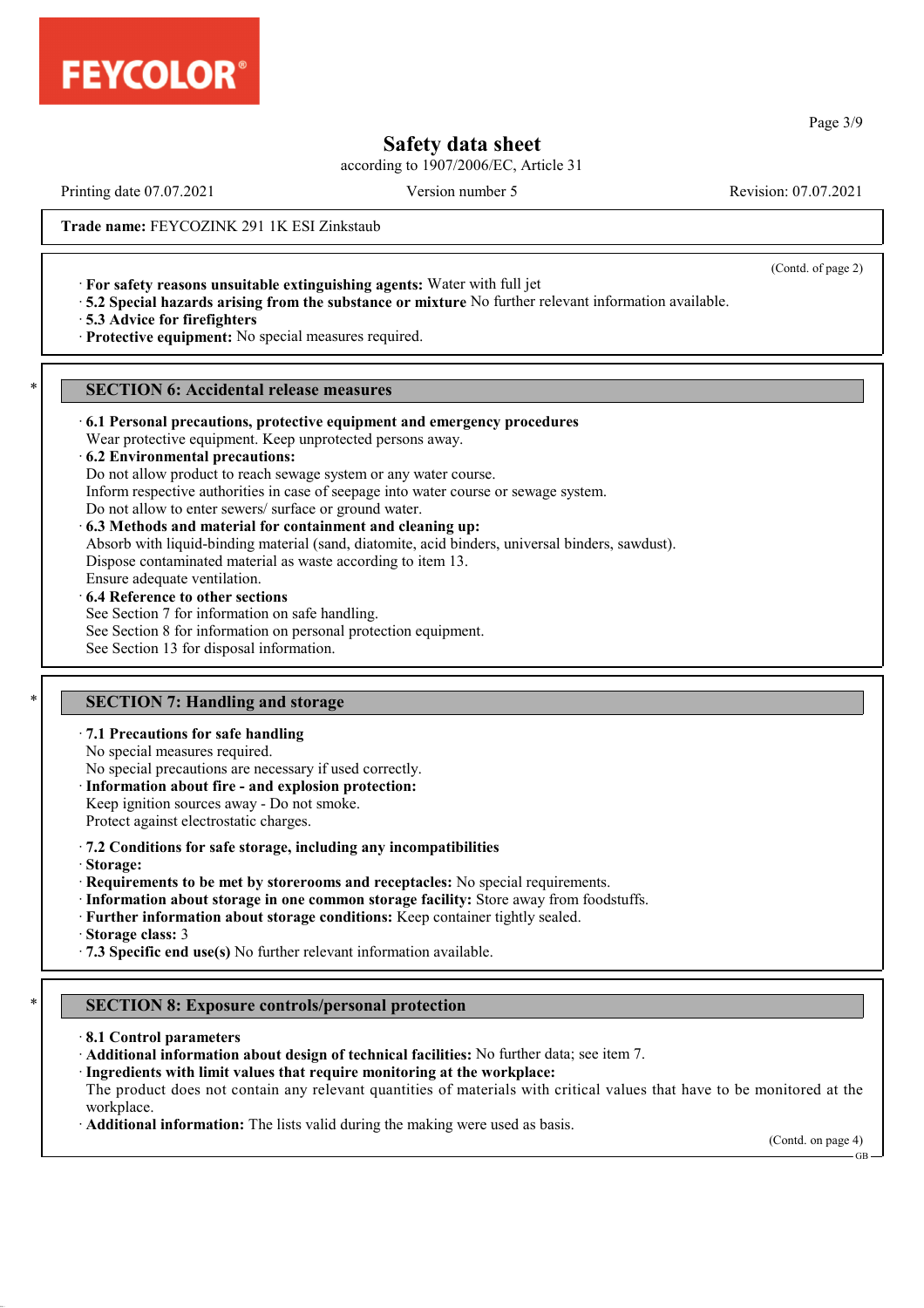**Trade name:** FEYCOZINK 291 1K ESI Zinkstaub

(Contd. of page 2)

· **For safety reasons unsuitable extinguishing agents:** Water with full jet
· **5.2 Special hazards arising from the substance or mixture** No further relevant information available.
· **5.3 Advice for firefighters**
· **Protective equipment:** No special measures required.

## SECTION 6: Accidental release measures

· **6.1 Personal precautions, protective equipment and emergency procedures**
Wear protective equipment. Keep unprotected persons away.
· **6.2 Environmental precautions:**
Do not allow product to reach sewage system or any water course.
Inform respective authorities in case of seepage into water course or sewage system.
Do not allow to enter sewers/ surface or ground water.
· **6.3 Methods and material for containment and cleaning up:**
Absorb with liquid-binding material (sand, diatomite, acid binders, universal binders, sawdust).
Dispose contaminated material as waste according to item 13.
Ensure adequate ventilation.
· **6.4 Reference to other sections**
See Section 7 for information on safe handling.
See Section 8 for information on personal protection equipment.
See Section 13 for disposal information.

## SECTION 7: Handling and storage

· **7.1 Precautions for safe handling**
No special measures required.
No special precautions are necessary if used correctly.
· **Information about fire - and explosion protection:**
Keep ignition sources away - Do not smoke.
Protect against electrostatic charges.

· **7.2 Conditions for safe storage, including any incompatibilities**
· **Storage:**
· **Requirements to be met by storerooms and receptacles:** No special requirements.
· **Information about storage in one common storage facility:** Store away from foodstuffs.
· **Further information about storage conditions:** Keep container tightly sealed.
· **Storage class:** 3
· **7.3 Specific end use(s)** No further relevant information available.

## SECTION 8: Exposure controls/personal protection

· **8.1 Control parameters**
· **Additional information about design of technical facilities:** No further data; see item 7.
· **Ingredients with limit values that require monitoring at the workplace:**
The product does not contain any relevant quantities of materials with critical values that have to be monitored at the workplace.
· **Additional information:** The lists valid during the making were used as basis.

(Contd. on page 4)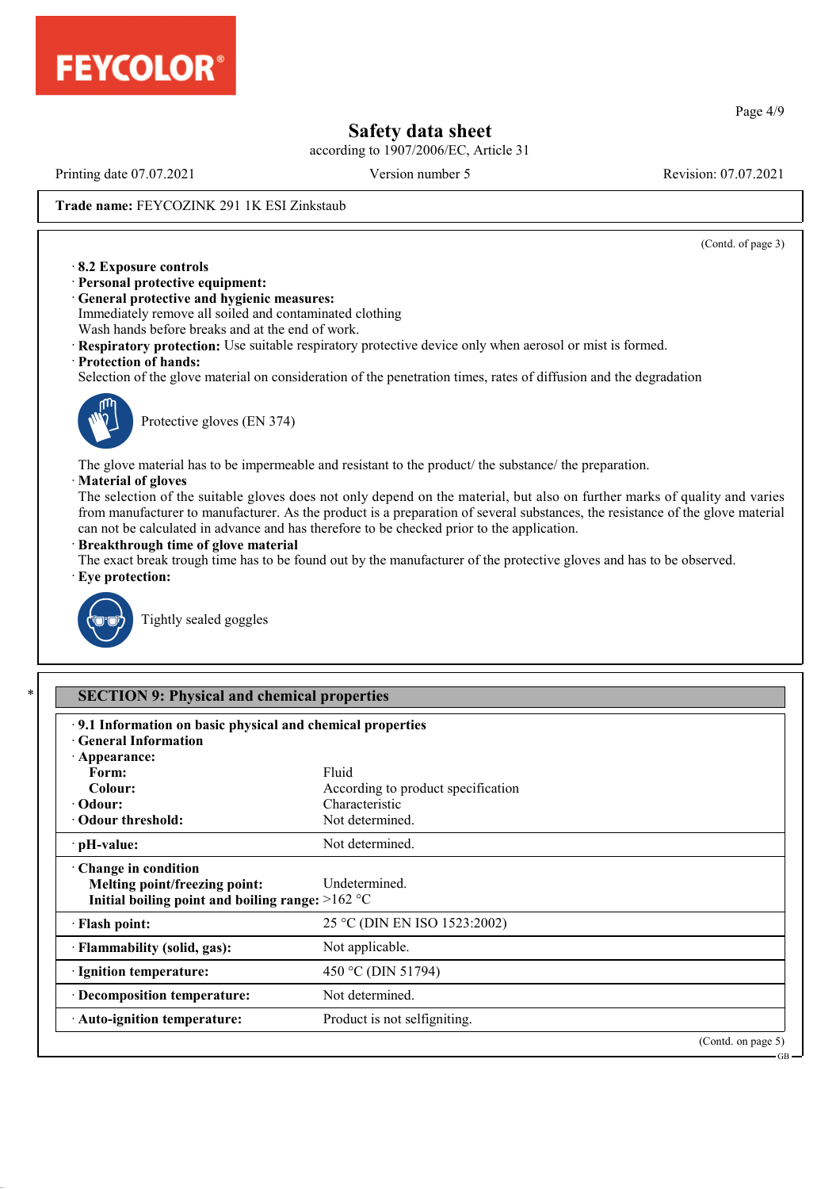**Trade name:** FEYCOZINK 291 1K ESI Zinkstaub

(Contd. of page 3)

· **8.2 Exposure controls**
· **Personal protective equipment:**
· **General protective and hygienic measures:**
Immediately remove all soiled and contaminated clothing
Wash hands before breaks and at the end of work.
· **Respiratory protection:** Use suitable respiratory protective device only when aerosol or mist is formed.
· **Protection of hands:**
Selection of the glove material on consideration of the penetration times, rates of diffusion and the degradation

Protective gloves (EN 374)

The glove material has to be impermeable and resistant to the product/ the substance/ the preparation.
· **Material of gloves**
The selection of the suitable gloves does not only depend on the material, but also on further marks of quality and varies from manufacturer to manufacturer. As the product is a preparation of several substances, the resistance of the glove material can not be calculated in advance and has therefore to be checked prior to the application.
· **Breakthrough time of glove material**
The exact break trough time has to be found out by the manufacturer of the protective gloves and has to be observed.
· **Eye protection:**

Tightly sealed goggles

## SECTION 9: Physical and chemical properties

· **9.1 Information on basic physical and chemical properties**
· **General Information**

| | |
|---|---|
| · **Appearance:** | |
| **Form:** | Fluid |
| **Colour:** | According to product specification |
| · **Odour:** | Characteristic |
| · **Odour threshold:** | Not determined. |
| · **pH-value:** | Not determined. |
| · **Change in condition** | |
| **Melting point/freezing point:** | Undetermined. |
| **Initial boiling point and boiling range:** | >162 °C |
| · **Flash point:** | 25 °C (DIN EN ISO 1523:2002) |
| · **Flammability (solid, gas):** | Not applicable. |
| · **Ignition temperature:** | 450 °C (DIN 51794) |
| · **Decomposition temperature:** | Not determined. |
| · **Auto-ignition temperature:** | Product is not selfigniting. |

(Contd. on page 5)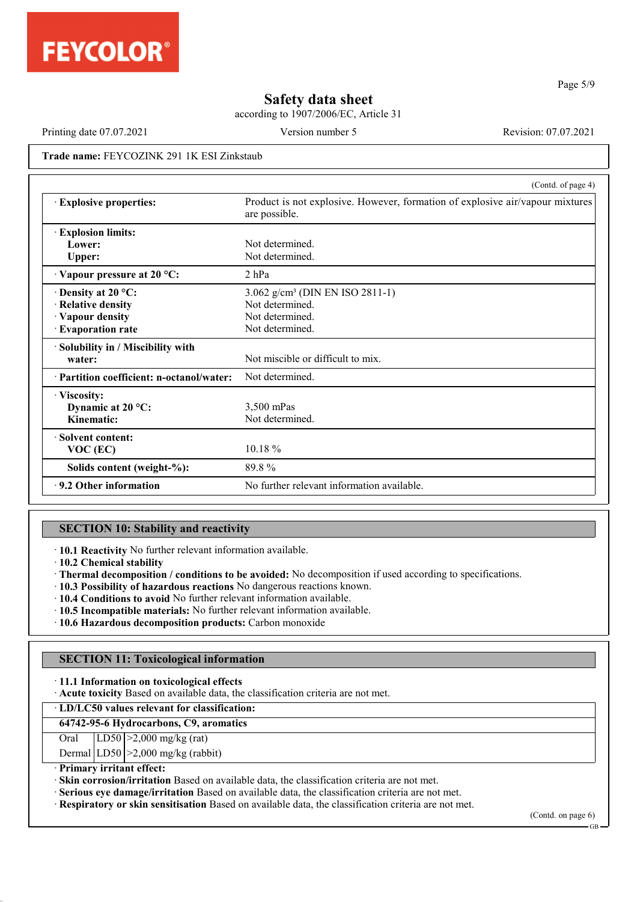Trade name: FEYCOZINK 291 1K ESI Zinkstaub

(Contd. of page 4)

| | |
|---|---|
| · **Explosive properties:** | Product is not explosive. However, formation of explosive air/vapour mixtures are possible. |
| · **Explosion limits:** | |
| **Lower:** | Not determined. |
| **Upper:** | Not determined. |
| · **Vapour pressure at 20 °C:** | 2 hPa |
| · **Density at 20 °C:** | 3.062 g/cm³ (DIN EN ISO 2811-1) |
| · **Relative density** | Not determined. |
| · **Vapour density** | Not determined. |
| · **Evaporation rate** | Not determined. |
| · **Solubility in / Miscibility with water:** | Not miscible or difficult to mix. |
| · **Partition coefficient: n-octanol/water:** | Not determined. |
| · **Viscosity:** | |
| **Dynamic at 20 °C:** | 3,500 mPas |
| **Kinematic:** | Not determined. |
| · **Solvent content:** | |
| **VOC (EC)** | 10.18 % |
| **Solids content (weight-%):** | 89.8 % |
| · **9.2 Other information** | No further relevant information available. |

## SECTION 10: Stability and reactivity

· **10.1 Reactivity** No further relevant information available.
· **10.2 Chemical stability**
· **Thermal decomposition / conditions to be avoided:** No decomposition if used according to specifications.
· **10.3 Possibility of hazardous reactions** No dangerous reactions known.
· **10.4 Conditions to avoid** No further relevant information available.
· **10.5 Incompatible materials:** No further relevant information available.
· **10.6 Hazardous decomposition products:** Carbon monoxide

## SECTION 11: Toxicological information

· **11.1 Information on toxicological effects**
· **Acute toxicity** Based on available data, the classification criteria are not met.

| · **LD/LC50 values relevant for classification:** | | |
|---|---|---|
| **64742-95-6 Hydrocarbons, C9, aromatics** | | |
| Oral | LD50 | >2,000 mg/kg (rat) |
| Dermal | LD50 | >2,000 mg/kg (rabbit) |

· **Primary irritant effect:**
· **Skin corrosion/irritation** Based on available data, the classification criteria are not met.
· **Serious eye damage/irritation** Based on available data, the classification criteria are not met.
· **Respiratory or skin sensitisation** Based on available data, the classification criteria are not met.

(Contd. on page 6)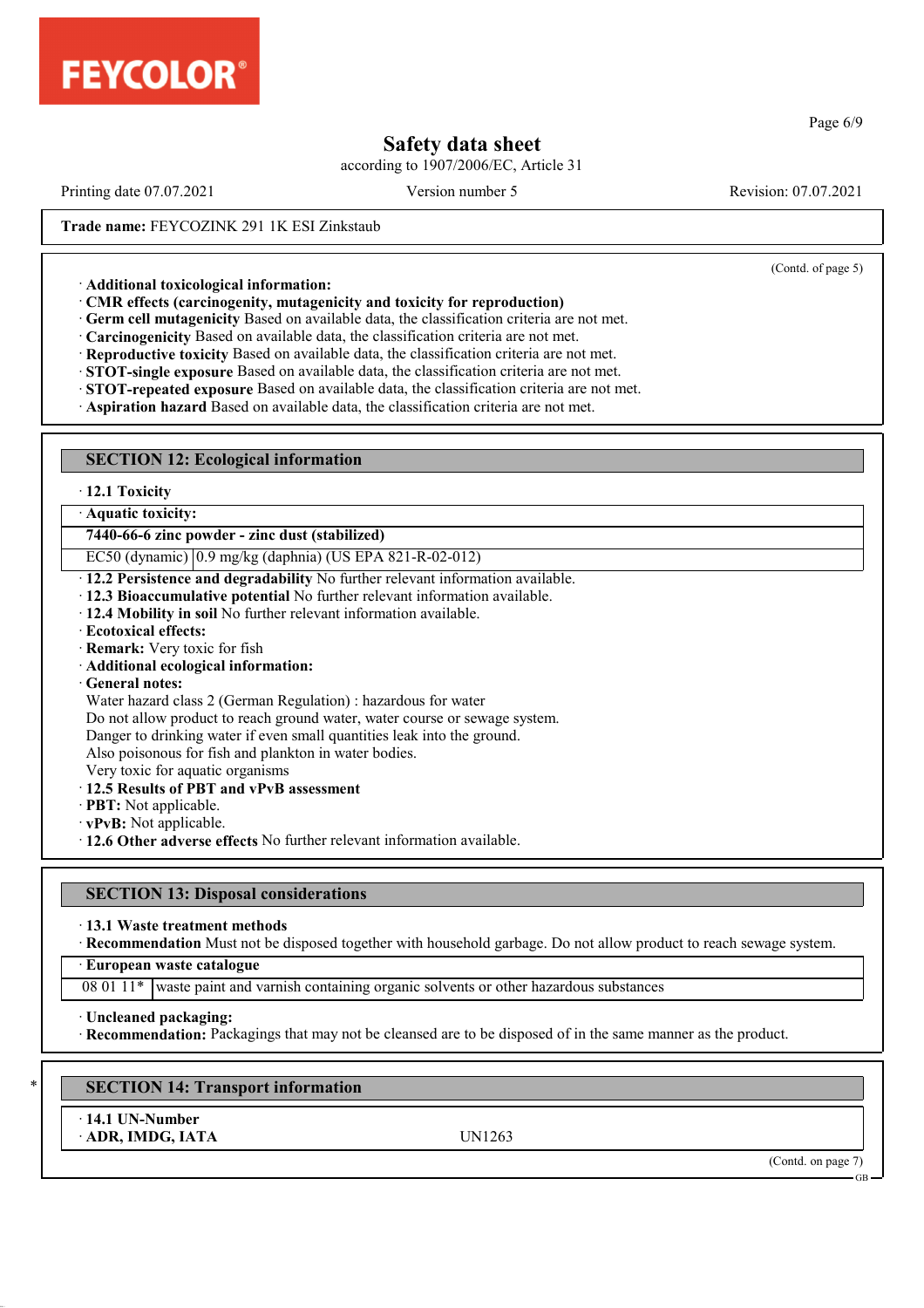**Trade name:** FEYCOZINK 291 1K ESI Zinkstaub

(Contd. of page 5)

· **Additional toxicological information:**
· **CMR effects (carcinogenity, mutagenicity and toxicity for reproduction)**
· **Germ cell mutagenicity** Based on available data, the classification criteria are not met.
· **Carcinogenicity** Based on available data, the classification criteria are not met.
· **Reproductive toxicity** Based on available data, the classification criteria are not met.
· **STOT-single exposure** Based on available data, the classification criteria are not met.
· **STOT-repeated exposure** Based on available data, the classification criteria are not met.
· **Aspiration hazard** Based on available data, the classification criteria are not met.

## SECTION 12: Ecological information

· **12.1 Toxicity**

| · **Aquatic toxicity:** | |
|---|---|
| **7440-66-6 zinc powder - zinc dust (stabilized)** | |
| EC50 (dynamic) | 0.9 mg/kg (daphnia) (US EPA 821-R-02-012) |

· **12.2 Persistence and degradability** No further relevant information available.
· **12.3 Bioaccumulative potential** No further relevant information available.
· **12.4 Mobility in soil** No further relevant information available.
· **Ecotoxical effects:**
· **Remark:** Very toxic for fish
· **Additional ecological information:**
· **General notes:**
Water hazard class 2 (German Regulation) : hazardous for water
Do not allow product to reach ground water, water course or sewage system.
Danger to drinking water if even small quantities leak into the ground.
Also poisonous for fish and plankton in water bodies.
Very toxic for aquatic organisms
· **12.5 Results of PBT and vPvB assessment**
· **PBT:** Not applicable.
· **vPvB:** Not applicable.
· **12.6 Other adverse effects** No further relevant information available.

## SECTION 13: Disposal considerations

· **13.1 Waste treatment methods**
· **Recommendation** Must not be disposed together with household garbage. Do not allow product to reach sewage system.

| · **European waste catalogue** | |
|---|---|
| 08 01 11* | waste paint and varnish containing organic solvents or other hazardous substances |

· **Uncleaned packaging:**
· **Recommendation:** Packagings that may not be cleansed are to be disposed of in the same manner as the product.

## * SECTION 14: Transport information

· **14.1 UN-Number**
· **ADR, IMDG, IATA** UN1263

(Contd. on page 7)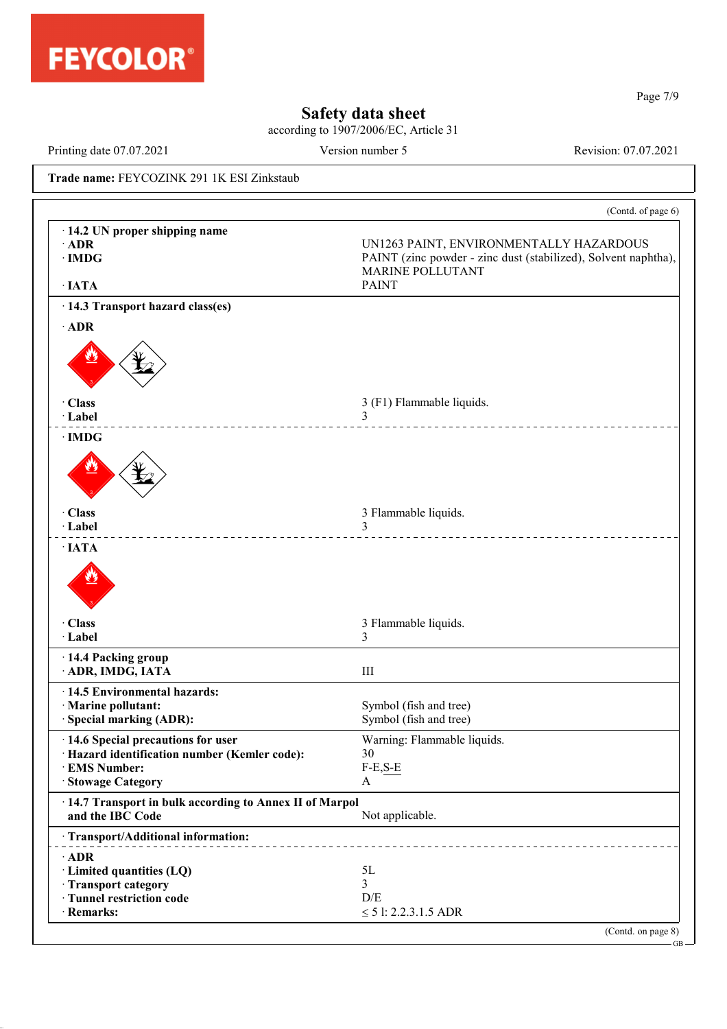**Trade name:** FEYCOZINK 291 1K ESI Zinkstaub

(Contd. of page 6)

| | |
|---|---|
| **· 14.2 UN proper shipping name** | |
| **· ADR** | UN1263 PAINT, ENVIRONMENTALLY HAZARDOUS |
| **· IMDG** | PAINT (zinc powder - zinc dust (stabilized), Solvent naphtha), MARINE POLLUTANT |
| **· IATA** | PAINT |
| **· 14.3 Transport hazard class(es)** | |
| **· ADR** | |
| **· Class** | 3 (F1) Flammable liquids. |
| **· Label** | 3 |
| **· IMDG** | |
| **· Class** | 3 Flammable liquids. |
| **· Label** | 3 |
| **· IATA** | |
| **· Class** | 3 Flammable liquids. |
| **· Label** | 3 |
| **· 14.4 Packing group** | |
| **· ADR, IMDG, IATA** | III |
| **· 14.5 Environmental hazards:** | |
| **· Marine pollutant:** | Symbol (fish and tree) |
| **· Special marking (ADR):** | Symbol (fish and tree) |
| **· 14.6 Special precautions for user** | Warning: Flammable liquids. |
| **· Hazard identification number (Kemler code):** | 30 |
| **· EMS Number:** | F-E,S-E |
| **· Stowage Category** | A |
| **· 14.7 Transport in bulk according to Annex II of Marpol and the IBC Code** | Not applicable. |
| **· Transport/Additional information:** | |
| **· ADR** | |
| **· Limited quantities (LQ)** | 5L |
| **· Transport category** | 3 |
| **· Tunnel restriction code** | D/E |
| **· Remarks:** | ≤ 5 l: 2.2.3.1.5 ADR |

(Contd. on page 8)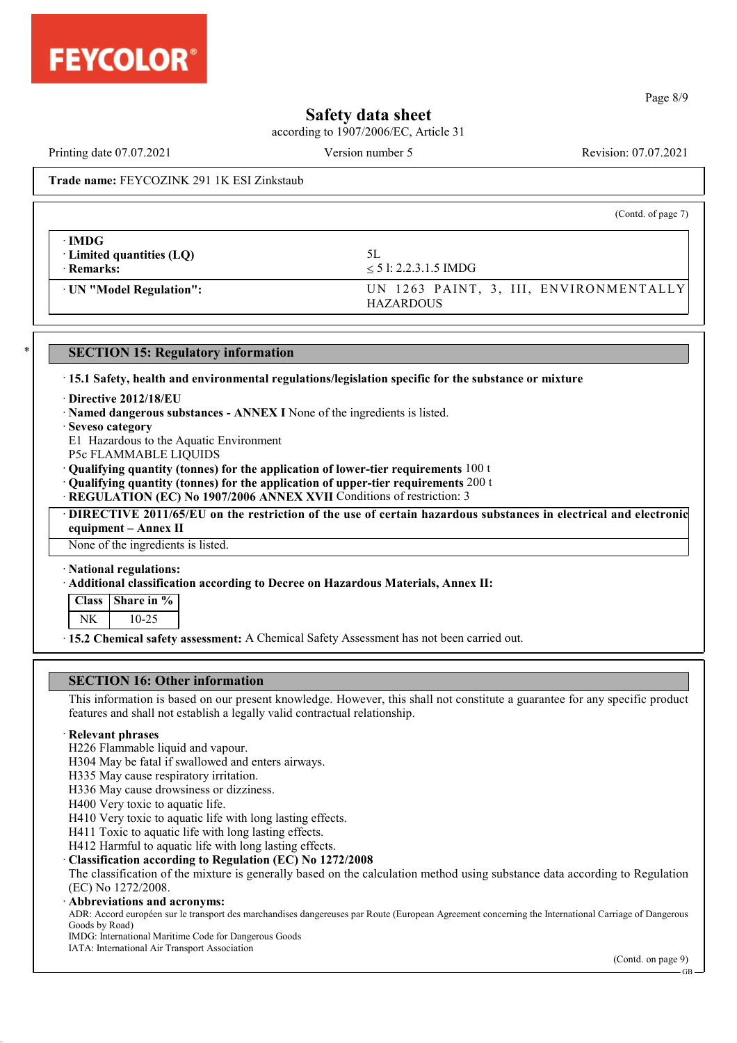Trade name: FEYCOZINK 291 1K ESI Zinkstaub

(Contd. of page 7)

| | |
|---|---|
| · **IMDG** | |
| · **Limited quantities (LQ)** | 5L |
| · **Remarks:** | ≤ 5 l: 2.2.3.1.5 IMDG |
| · **UN "Model Regulation":** | UN 1263 PAINT, 3, III, ENVIRONMENTALLY HAZARDOUS |

## SECTION 15: Regulatory information

· **15.1 Safety, health and environmental regulations/legislation specific for the substance or mixture**

· **Directive 2012/18/EU**

· **Named dangerous substances - ANNEX I** None of the ingredients is listed.

· **Seveso category**

E1 Hazardous to the Aquatic Environment

P5c FLAMMABLE LIQUIDS

· **Qualifying quantity (tonnes) for the application of lower-tier requirements** 100 t

· **Qualifying quantity (tonnes) for the application of upper-tier requirements** 200 t

· **REGULATION (EC) No 1907/2006 ANNEX XVII** Conditions of restriction: 3

· **DIRECTIVE 2011/65/EU on the restriction of the use of certain hazardous substances in electrical and electronic equipment – Annex II**

None of the ingredients is listed.

· **National regulations:**

· **Additional classification according to Decree on Hazardous Materials, Annex II:**

| Class | Share in % |
|---|---|
| NK | 10-25 |

· **15.2 Chemical safety assessment:** A Chemical Safety Assessment has not been carried out.

## SECTION 16: Other information

This information is based on our present knowledge. However, this shall not constitute a guarantee for any specific product features and shall not establish a legally valid contractual relationship.

· **Relevant phrases**

H226 Flammable liquid and vapour.

H304 May be fatal if swallowed and enters airways.

H335 May cause respiratory irritation.

H336 May cause drowsiness or dizziness.

H400 Very toxic to aquatic life.

H410 Very toxic to aquatic life with long lasting effects.

H411 Toxic to aquatic life with long lasting effects.

H412 Harmful to aquatic life with long lasting effects.

· **Classification according to Regulation (EC) No 1272/2008**

The classification of the mixture is generally based on the calculation method using substance data according to Regulation (EC) No 1272/2008.

· **Abbreviations and acronyms:**

ADR: Accord européen sur le transport des marchandises dangereuses par Route (European Agreement concerning the International Carriage of Dangerous Goods by Road)

IMDG: International Maritime Code for Dangerous Goods

IATA: International Air Transport Association

(Contd. on page 9)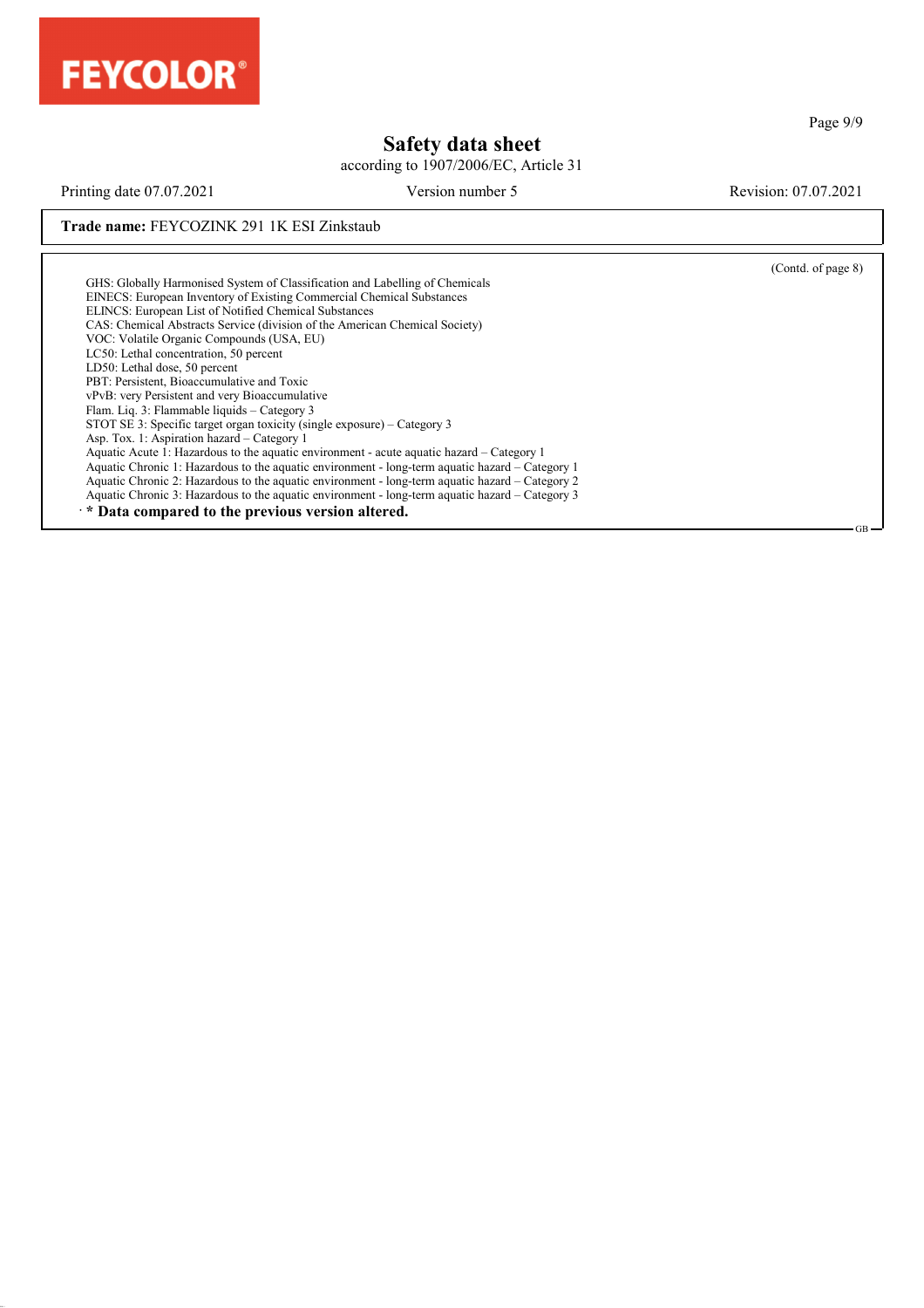(Contd. of page 8)

GHS: Globally Harmonised System of Classification and Labelling of Chemicals
EINECS: European Inventory of Existing Commercial Chemical Substances
ELINCS: European List of Notified Chemical Substances
CAS: Chemical Abstracts Service (division of the American Chemical Society)
VOC: Volatile Organic Compounds (USA, EU)
LC50: Lethal concentration, 50 percent
LD50: Lethal dose, 50 percent
PBT: Persistent, Bioaccumulative and Toxic
vPvB: very Persistent and very Bioaccumulative
Flam. Liq. 3: Flammable liquids – Category 3
STOT SE 3: Specific target organ toxicity (single exposure) – Category 3
Asp. Tox. 1: Aspiration hazard – Category 1
Aquatic Acute 1: Hazardous to the aquatic environment - acute aquatic hazard – Category 1
Aquatic Chronic 1: Hazardous to the aquatic environment - long-term aquatic hazard – Category 1
Aquatic Chronic 2: Hazardous to the aquatic environment - long-term aquatic hazard – Category 2
Aquatic Chronic 3: Hazardous to the aquatic environment - long-term aquatic hazard – Category 3

· **\* Data compared to the previous version altered.**